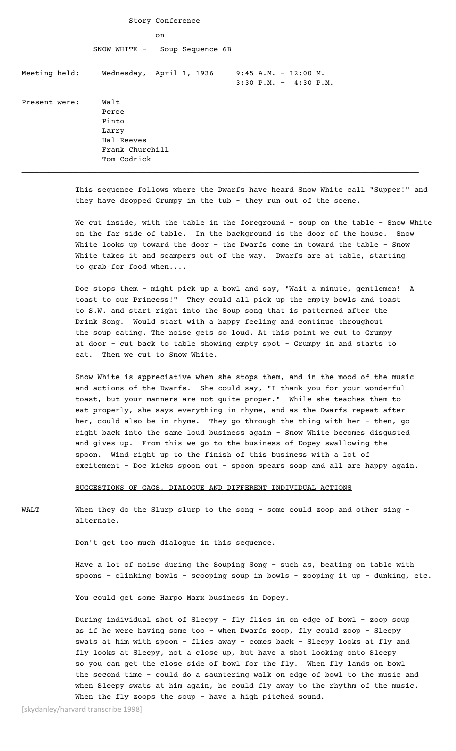Story Conference

on

SNOW WHITE - Soup Sequence 6B

Meeting held: Wednesday, April 1, 1936 9:45 A.M. - 12:00 M.
3:30 P.M. - 4:30 P.M.

Present were: Walt
Perce
Pinto
Larry
Hal Reeves
Frank Churchill
Tom Codrick

---

This sequence follows where the Dwarfs have heard Snow White call "Supper!" and they have dropped Grumpy in the tub - they run out of the scene.

We cut inside, with the table in the foreground - soup on the table - Snow White on the far side of table. In the background is the door of the house. Snow White looks up toward the door - the Dwarfs come in toward the table - Snow White takes it and scampers out of the way. Dwarfs are at table, starting to grab for food when....

Doc stops them - might pick up a bowl and say, "Wait a minute, gentlemen! A toast to our Princess!" They could all pick up the empty bowls and toast to S.W. and start right into the Soup song that is patterned after the Drink Song. Would start with a happy feeling and continue throughout the soup eating. The noise gets so loud. At this point we cut to Grumpy at door - cut back to table showing empty spot - Grumpy in and starts to eat. Then we cut to Snow White.

Snow White is appreciative when she stops them, and in the mood of the music and actions of the Dwarfs. She could say, "I thank you for your wonderful toast, but your manners are not quite proper." While she teaches them to eat properly, she says everything in rhyme, and as the Dwarfs repeat after her, could also be in rhyme. They go through the thing with her - then, go right back into the same loud business again - Snow White becomes disgusted and gives up. From this we go to the business of Dopey swallowing the spoon. Wind right up to the finish of this business with a lot of excitement - Doc kicks spoon out - spoon spears soap and all are happy again.

SUGGESTIONS OF GAGS, DIALOGUE AND DIFFERENT INDIVIDUAL ACTIONS

WALT When they do the Slurp slurp to the song - some could zoop and other sing - alternate.

Don't get too much dialogue in this sequence.

Have a lot of noise during the Souping Song - such as, beating on table with spoons - clinking bowls - scooping soup in bowls - zooping it up - dunking, etc.

You could get some Harpo Marx business in Dopey.

During individual shot of Sleepy - fly flies in on edge of bowl - zoop soup as if he were having some too - when Dwarfs zoop, fly could zoop - Sleepy swats at him with spoon - flies away - comes back - Sleepy looks at fly and fly looks at Sleepy, not a close up, but have a shot looking onto Sleepy so you can get the close side of bowl for the fly. When fly lands on bowl the second time - could do a sauntering walk on edge of bowl to the music and when Sleepy swats at him again, he could fly away to the rhythm of the music. When the fly zoops the soup - have a high pitched sound.

[skydanley/harvard transcribe 1998]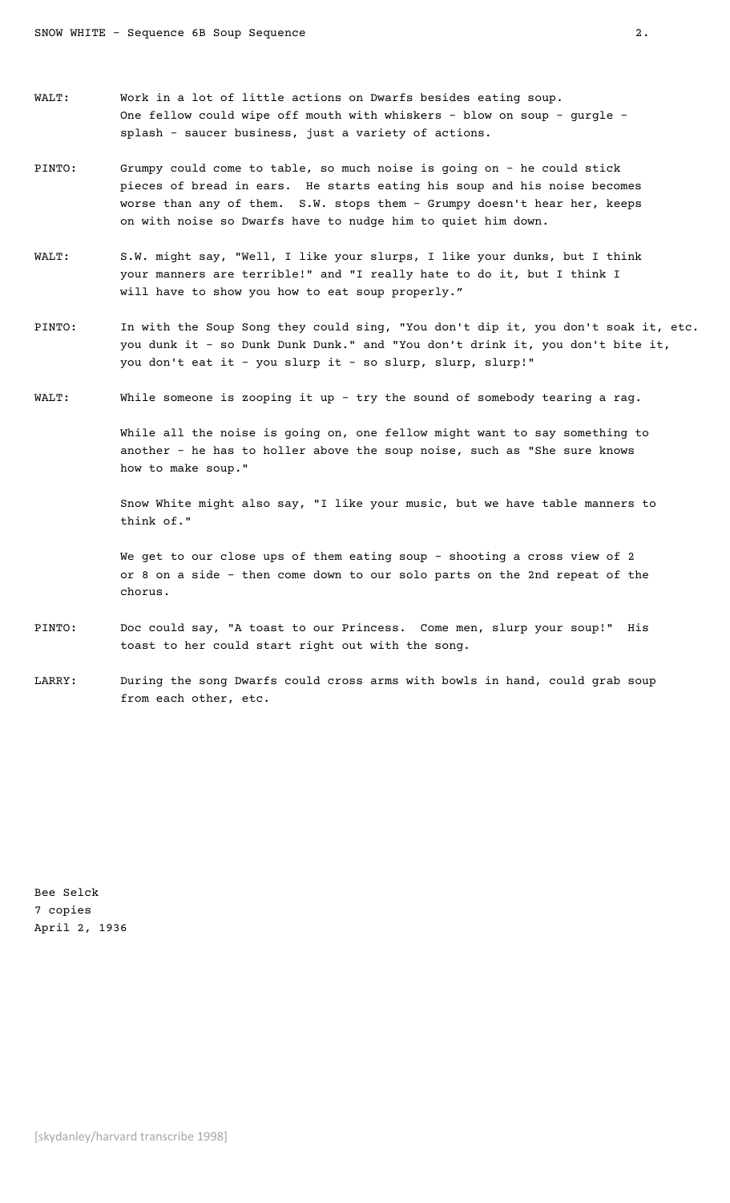WALT: Work in a lot of little actions on Dwarfs besides eating soup. One fellow could wipe off mouth with whiskers - blow on soup - gurgle - splash - saucer business, just a variety of actions.

PINTO: Grumpy could come to table, so much noise is going on - he could stick pieces of bread in ears. He starts eating his soup and his noise becomes worse than any of them. S.W. stops them - Grumpy doesn't hear her, keeps on with noise so Dwarfs have to nudge him to quiet him down.

WALT: S.W. might say, "Well, I like your slurps, I like your dunks, but I think your manners are terrible!" and "I really hate to do it, but I think I will have to show you how to eat soup properly."

PINTO: In with the Soup Song they could sing, "You don't dip it, you don't soak it, etc. you dunk it - so Dunk Dunk Dunk." and "You don't drink it, you don't bite it, you don't eat it - you slurp it - so slurp, slurp, slurp!"

WALT: While someone is zooping it up - try the sound of somebody tearing a rag.

While all the noise is going on, one fellow might want to say something to another - he has to holler above the soup noise, such as "She sure knows how to make soup."

Snow White might also say, "I like your music, but we have table manners to think of."

We get to our close ups of them eating soup - shooting a cross view of 2 or 8 on a side - then come down to our solo parts on the 2nd repeat of the chorus.

PINTO: Doc could say, "A toast to our Princess. Come men, slurp your soup!" His toast to her could start right out with the song.

LARRY: During the song Dwarfs could cross arms with bowls in hand, could grab soup from each other, etc.

Bee Selck
7 copies
April 2, 1936

[skydanley/harvard transcribe 1998]